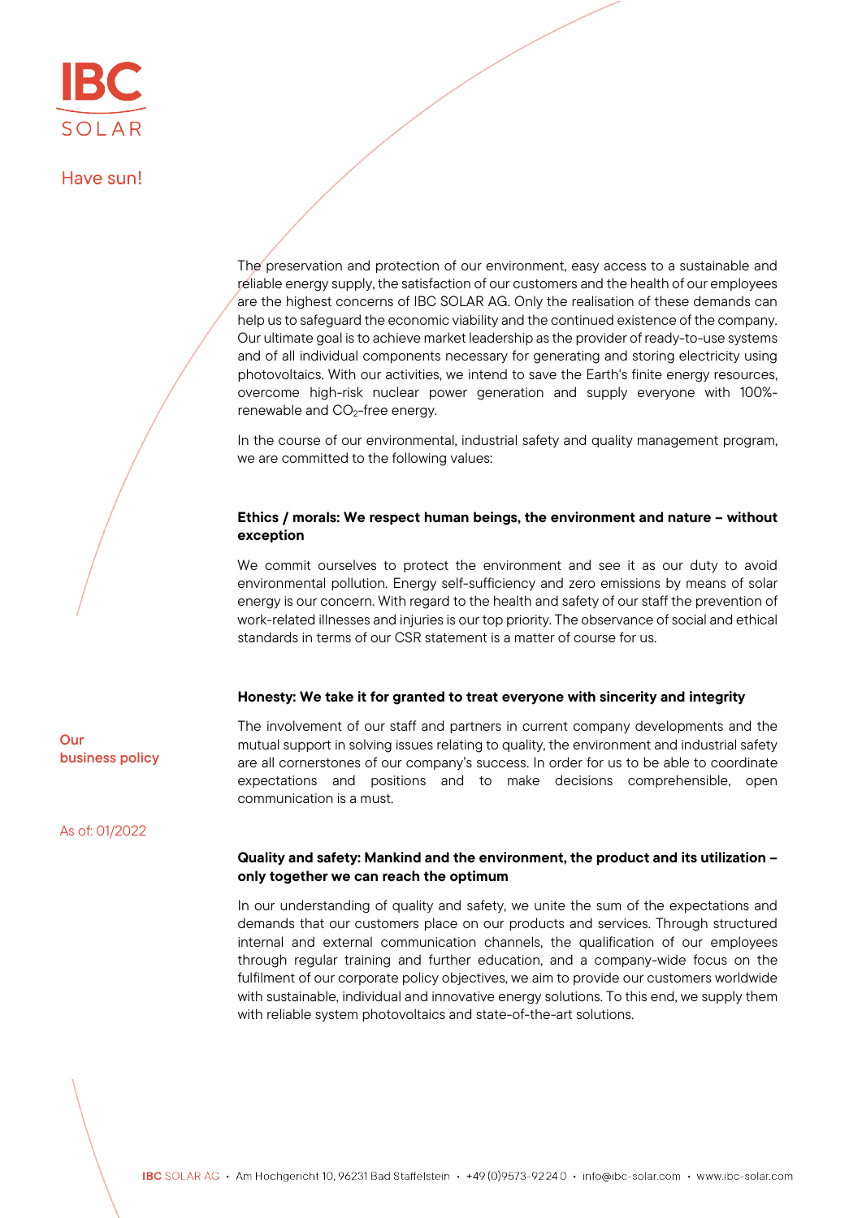IBC SOLAR

Have sun!

# Our business policy

As of: 01/2022

The preservation and protection of our environment, easy access to a sustainable and reliable energy supply, the satisfaction of our customers and the health of our employees are the highest concerns of IBC SOLAR AG. Only the realisation of these demands can help us to safeguard the economic viability and the continued existence of the company. Our ultimate goal is to achieve market leadership as the provider of ready-to-use systems and of all individual components necessary for generating and storing electricity using photovoltaics. With our activities, we intend to save the Earth's finite energy resources, overcome high-risk nuclear power generation and supply everyone with 100%-renewable and $CO_2$-free energy.

In the course of our environmental, industrial safety and quality management program, we are committed to the following values:

**Ethics / morals: We respect human beings, the environment and nature – without exception**

We commit ourselves to protect the environment and see it as our duty to avoid environmental pollution. Energy self-sufficiency and zero emissions by means of solar energy is our concern. With regard to the health and safety of our staff the prevention of work-related illnesses and injuries is our top priority. The observance of social and ethical standards in terms of our CSR statement is a matter of course for us.

**Honesty: We take it for granted to treat everyone with sincerity and integrity**

The involvement of our staff and partners in current company developments and the mutual support in solving issues relating to quality, the environment and industrial safety are all cornerstones of our company's success. In order for us to be able to coordinate expectations and positions and to make decisions comprehensible, open communication is a must.

**Quality and safety: Mankind and the environment, the product and its utilization – only together we can reach the optimum**

In our understanding of quality and safety, we unite the sum of the expectations and demands that our customers place on our products and services. Through structured internal and external communication channels, the qualification of our employees through regular training and further education, and a company-wide focus on the fulfilment of our corporate policy objectives, we aim to provide our customers worldwide with sustainable, individual and innovative energy solutions. To this end, we supply them with reliable system photovoltaics and state-of-the-art solutions.

IBC SOLAR AG • Am Hochgericht 10, 96231 Bad Staffelstein • +49 (0)9573-92 24 0 • info@ibc-solar.com • www.ibc-solar.com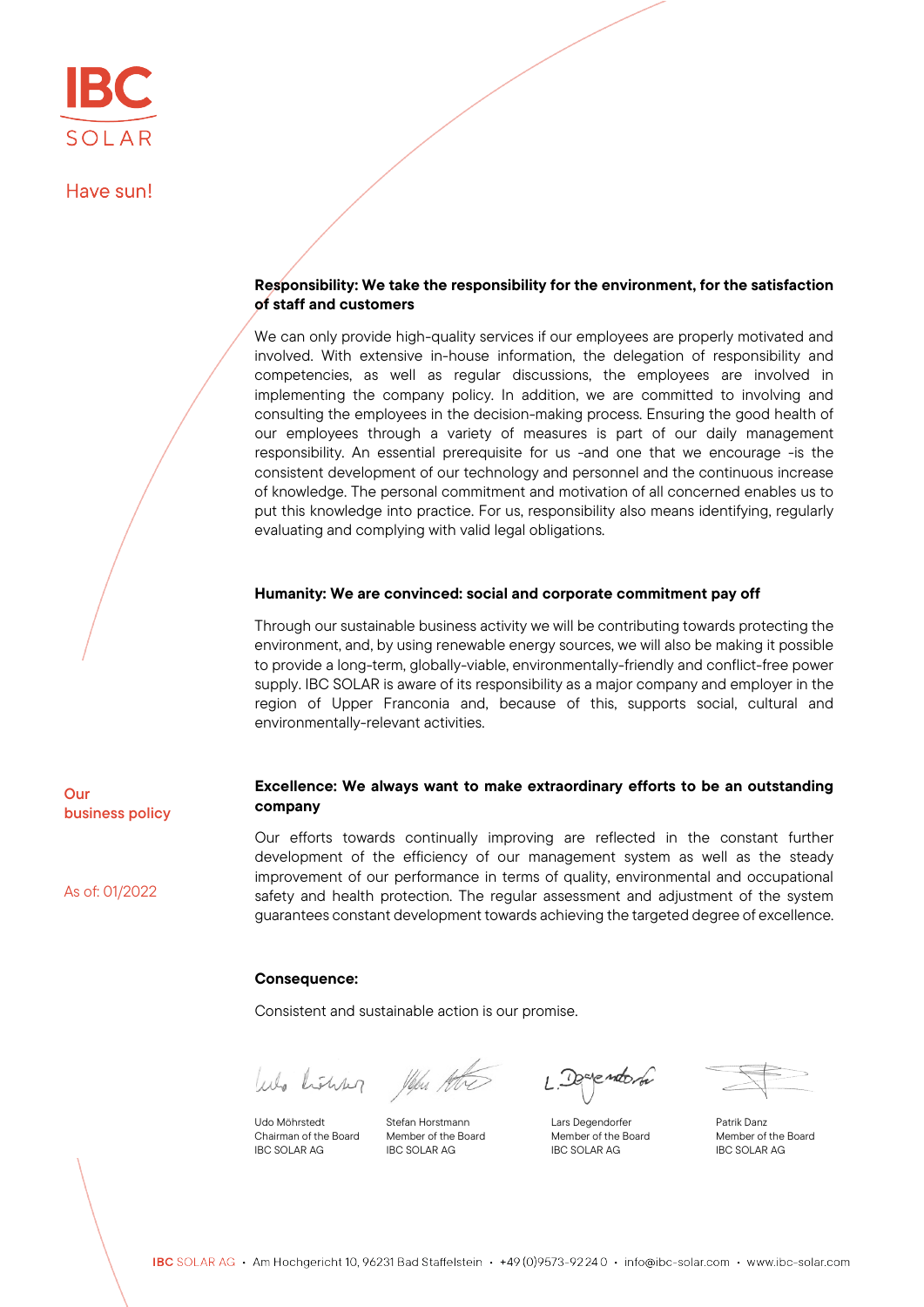IBC SOLAR

Have sun!

**Responsibility: We take the responsibility for the environment, for the satisfaction of staff and customers**

We can only provide high-quality services if our employees are properly motivated and involved. With extensive in-house information, the delegation of responsibility and competencies, as well as regular discussions, the employees are involved in implementing the company policy. In addition, we are committed to involving and consulting the employees in the decision-making process. Ensuring the good health of our employees through a variety of measures is part of our daily management responsibility. An essential prerequisite for us -and one that we encourage -is the consistent development of our technology and personnel and the continuous increase of knowledge. The personal commitment and motivation of all concerned enables us to put this knowledge into practice. For us, responsibility also means identifying, regularly evaluating and complying with valid legal obligations.

**Humanity: We are convinced: social and corporate commitment pay off**

Through our sustainable business activity we will be contributing towards protecting the environment, and, by using renewable energy sources, we will also be making it possible to provide a long-term, globally-viable, environmentally-friendly and conflict-free power supply. IBC SOLAR is aware of its responsibility as a major company and employer in the region of Upper Franconia and, because of this, supports social, cultural and environmentally-relevant activities.

Our business policy

As of: 01/2022

**Excellence: We always want to make extraordinary efforts to be an outstanding company**

Our efforts towards continually improving are reflected in the constant further development of the efficiency of our management system as well as the steady improvement of our performance in terms of quality, environmental and occupational safety and health protection. The regular assessment and adjustment of the system guarantees constant development towards achieving the targeted degree of excellence.

**Consequence:**

Consistent and sustainable action is our promise.

| | | | |
|---|---|---|---|
| Udo Möhrstedt<br>Chairman of the Board<br>IBC SOLAR AG | Stefan Horstmann<br>Member of the Board<br>IBC SOLAR AG | Lars Degendorfer<br>Member of the Board<br>IBC SOLAR AG | Patrik Danz<br>Member of the Board<br>IBC SOLAR AG |

IBC SOLAR AG • Am Hochgericht 10, 96231 Bad Staffelstein • +49 (0)9573-92 24 0 • info@ibc-solar.com • www.ibc-solar.com